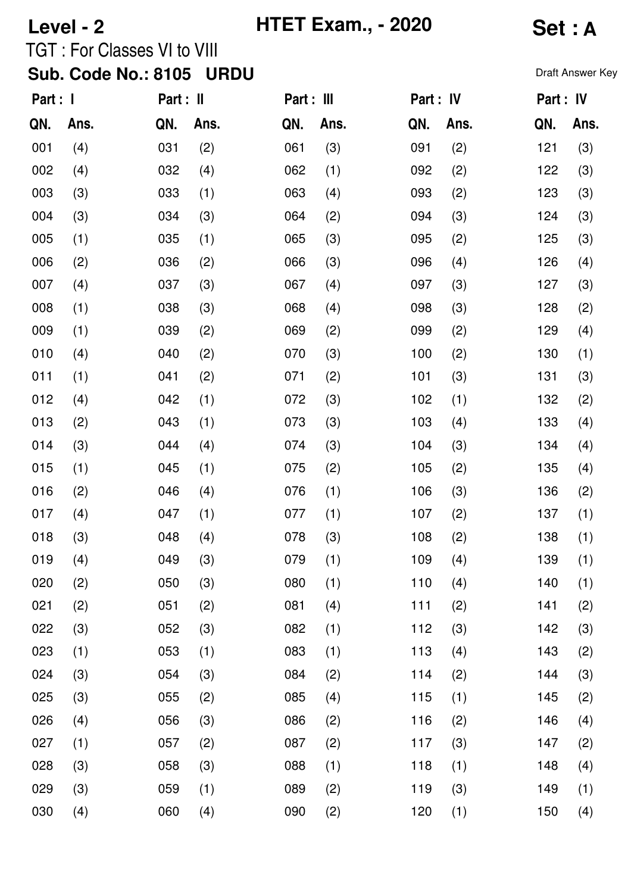**Level - 2** **HTET Exam., - 2020** **Set : A**

TGT : For Classes VI to VIII

**Sub. Code No.: 8105 URDU**

Draft Answer Key

| Part : I | | Part : II | | Part : III | | Part : IV | | Part : IV | |
|---|---|---|---|---|---|---|---|---|---|
| QN. | Ans. | QN. | Ans. | QN. | Ans. | QN. | Ans. | QN. | Ans. |
| 001 | (4) | 031 | (2) | 061 | (3) | 091 | (2) | 121 | (3) |
| 002 | (4) | 032 | (4) | 062 | (1) | 092 | (2) | 122 | (3) |
| 003 | (3) | 033 | (1) | 063 | (4) | 093 | (2) | 123 | (3) |
| 004 | (3) | 034 | (3) | 064 | (2) | 094 | (3) | 124 | (3) |
| 005 | (1) | 035 | (1) | 065 | (3) | 095 | (2) | 125 | (3) |
| 006 | (2) | 036 | (2) | 066 | (3) | 096 | (4) | 126 | (4) |
| 007 | (4) | 037 | (3) | 067 | (4) | 097 | (3) | 127 | (3) |
| 008 | (1) | 038 | (3) | 068 | (4) | 098 | (3) | 128 | (2) |
| 009 | (1) | 039 | (2) | 069 | (2) | 099 | (2) | 129 | (4) |
| 010 | (4) | 040 | (2) | 070 | (3) | 100 | (2) | 130 | (1) |
| 011 | (1) | 041 | (2) | 071 | (2) | 101 | (3) | 131 | (3) |
| 012 | (4) | 042 | (1) | 072 | (3) | 102 | (1) | 132 | (2) |
| 013 | (2) | 043 | (1) | 073 | (3) | 103 | (4) | 133 | (4) |
| 014 | (3) | 044 | (4) | 074 | (3) | 104 | (3) | 134 | (4) |
| 015 | (1) | 045 | (1) | 075 | (2) | 105 | (2) | 135 | (4) |
| 016 | (2) | 046 | (4) | 076 | (1) | 106 | (3) | 136 | (2) |
| 017 | (4) | 047 | (1) | 077 | (1) | 107 | (2) | 137 | (1) |
| 018 | (3) | 048 | (4) | 078 | (3) | 108 | (2) | 138 | (1) |
| 019 | (4) | 049 | (3) | 079 | (1) | 109 | (4) | 139 | (1) |
| 020 | (2) | 050 | (3) | 080 | (1) | 110 | (4) | 140 | (1) |
| 021 | (2) | 051 | (2) | 081 | (4) | 111 | (2) | 141 | (2) |
| 022 | (3) | 052 | (3) | 082 | (1) | 112 | (3) | 142 | (3) |
| 023 | (1) | 053 | (1) | 083 | (1) | 113 | (4) | 143 | (2) |
| 024 | (3) | 054 | (3) | 084 | (2) | 114 | (2) | 144 | (3) |
| 025 | (3) | 055 | (2) | 085 | (4) | 115 | (1) | 145 | (2) |
| 026 | (4) | 056 | (3) | 086 | (2) | 116 | (2) | 146 | (4) |
| 027 | (1) | 057 | (2) | 087 | (2) | 117 | (3) | 147 | (2) |
| 028 | (3) | 058 | (3) | 088 | (1) | 118 | (1) | 148 | (4) |
| 029 | (3) | 059 | (1) | 089 | (2) | 119 | (3) | 149 | (1) |
| 030 | (4) | 060 | (4) | 090 | (2) | 120 | (1) | 150 | (4) |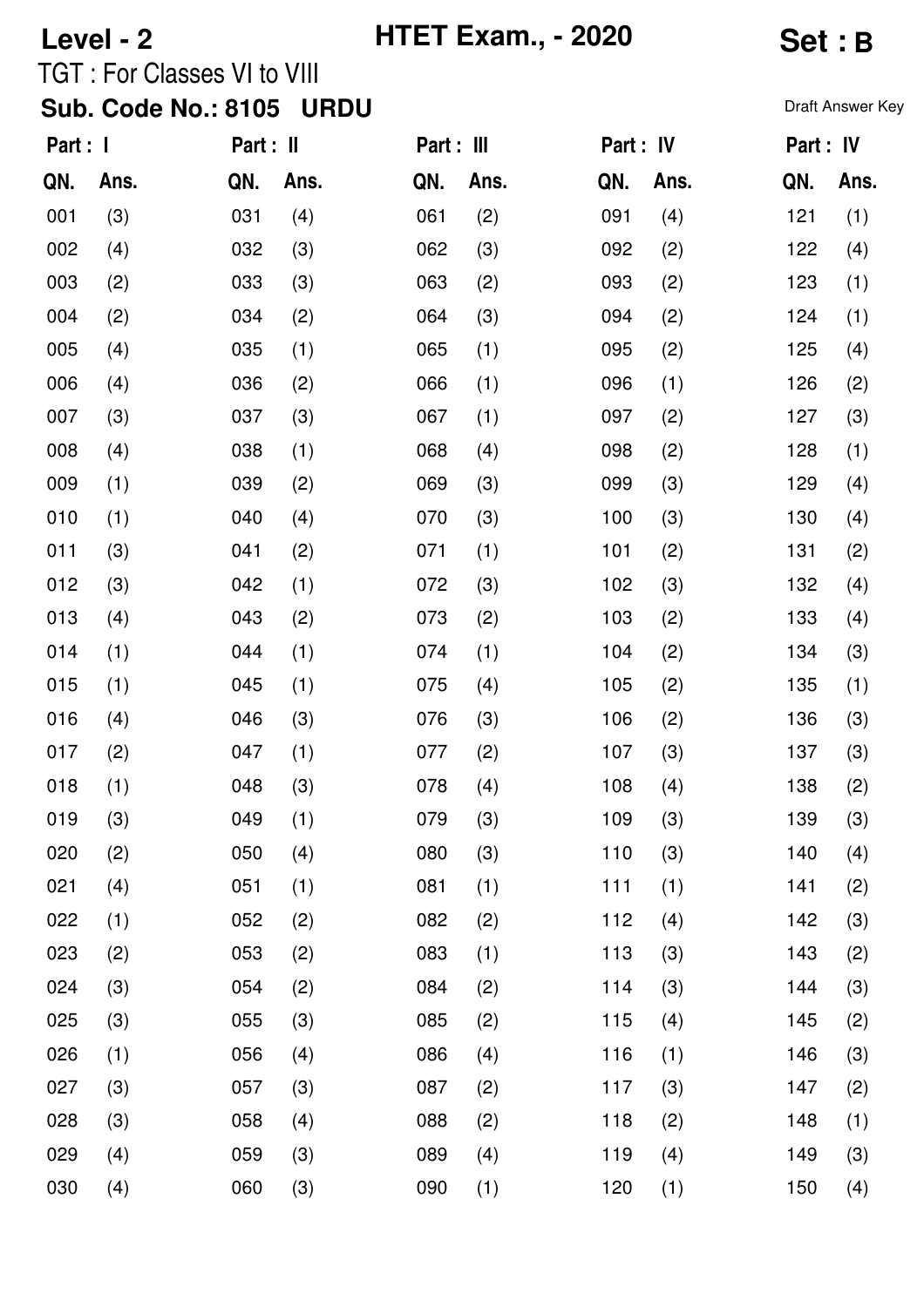**Level - 2** **HTET Exam., - 2020** **Set : B**

TGT : For Classes VI to VIII

**Sub. Code No.: 8105 URDU**

Draft Answer Key

| Part : I | | Part : II | | Part : III | | Part : IV | | Part : IV | |
|---|---|---|---|---|---|---|---|---|---|
| **QN.** | **Ans.** | **QN.** | **Ans.** | **QN.** | **Ans.** | **QN.** | **Ans.** | **QN.** | **Ans.** |
| 001 | (3) | 031 | (4) | 061 | (2) | 091 | (4) | 121 | (1) |
| 002 | (4) | 032 | (3) | 062 | (3) | 092 | (2) | 122 | (4) |
| 003 | (2) | 033 | (3) | 063 | (2) | 093 | (2) | 123 | (1) |
| 004 | (2) | 034 | (2) | 064 | (3) | 094 | (2) | 124 | (1) |
| 005 | (4) | 035 | (1) | 065 | (1) | 095 | (2) | 125 | (4) |
| 006 | (4) | 036 | (2) | 066 | (1) | 096 | (1) | 126 | (2) |
| 007 | (3) | 037 | (3) | 067 | (1) | 097 | (2) | 127 | (3) |
| 008 | (4) | 038 | (1) | 068 | (4) | 098 | (2) | 128 | (1) |
| 009 | (1) | 039 | (2) | 069 | (3) | 099 | (3) | 129 | (4) |
| 010 | (1) | 040 | (4) | 070 | (3) | 100 | (3) | 130 | (4) |
| 011 | (3) | 041 | (2) | 071 | (1) | 101 | (2) | 131 | (2) |
| 012 | (3) | 042 | (1) | 072 | (3) | 102 | (3) | 132 | (4) |
| 013 | (4) | 043 | (2) | 073 | (2) | 103 | (2) | 133 | (4) |
| 014 | (1) | 044 | (1) | 074 | (1) | 104 | (2) | 134 | (3) |
| 015 | (1) | 045 | (1) | 075 | (4) | 105 | (2) | 135 | (1) |
| 016 | (4) | 046 | (3) | 076 | (3) | 106 | (2) | 136 | (3) |
| 017 | (2) | 047 | (1) | 077 | (2) | 107 | (3) | 137 | (3) |
| 018 | (1) | 048 | (3) | 078 | (4) | 108 | (4) | 138 | (2) |
| 019 | (3) | 049 | (1) | 079 | (3) | 109 | (3) | 139 | (3) |
| 020 | (2) | 050 | (4) | 080 | (3) | 110 | (3) | 140 | (4) |
| 021 | (4) | 051 | (1) | 081 | (1) | 111 | (1) | 141 | (2) |
| 022 | (1) | 052 | (2) | 082 | (2) | 112 | (4) | 142 | (3) |
| 023 | (2) | 053 | (2) | 083 | (1) | 113 | (3) | 143 | (2) |
| 024 | (3) | 054 | (2) | 084 | (2) | 114 | (3) | 144 | (3) |
| 025 | (3) | 055 | (3) | 085 | (2) | 115 | (4) | 145 | (2) |
| 026 | (1) | 056 | (4) | 086 | (4) | 116 | (1) | 146 | (3) |
| 027 | (3) | 057 | (3) | 087 | (2) | 117 | (3) | 147 | (2) |
| 028 | (3) | 058 | (4) | 088 | (2) | 118 | (2) | 148 | (1) |
| 029 | (4) | 059 | (3) | 089 | (4) | 119 | (4) | 149 | (3) |
| 030 | (4) | 060 | (3) | 090 | (1) | 120 | (1) | 150 | (4) |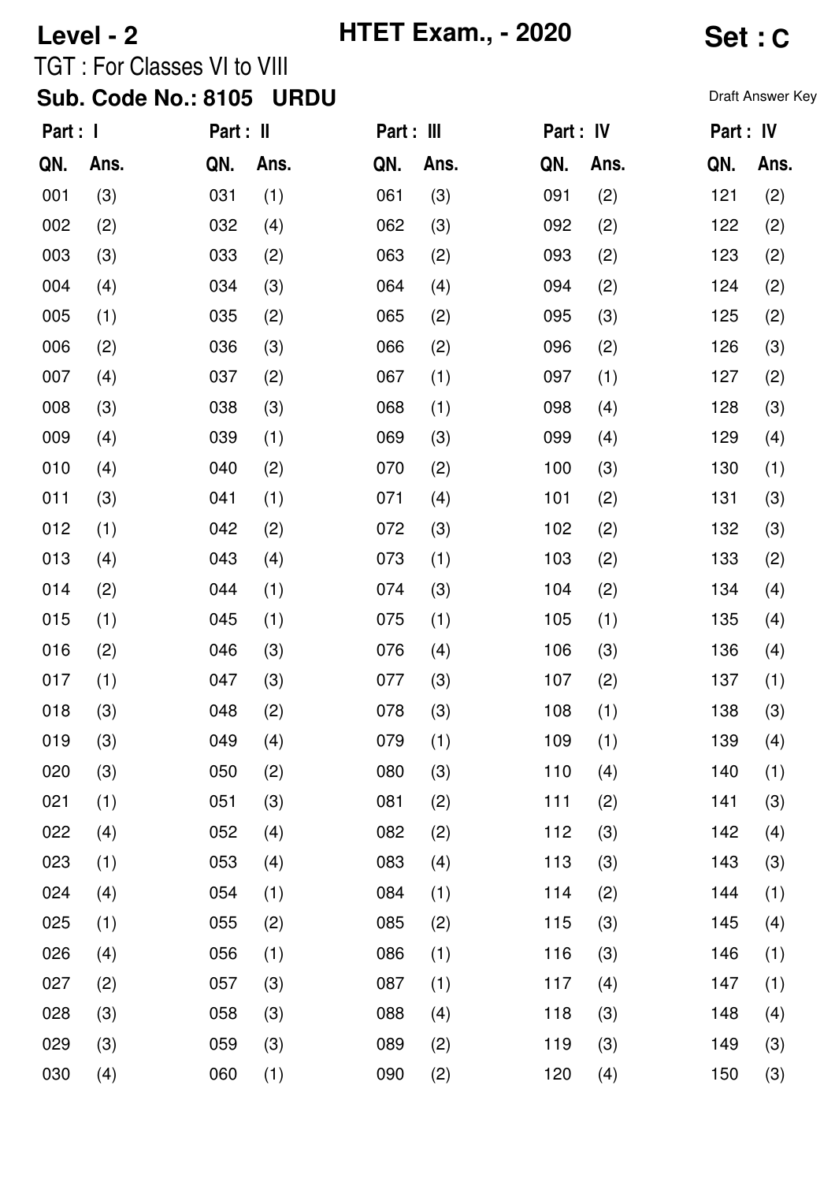**Level - 2** **HTET Exam., - 2020** **Set : C**

TGT : For Classes VI to VIII

**Sub. Code No.: 8105 URDU**

Draft Answer Key

| Part : I | | Part : II | | Part : III | | Part : IV | | Part : IV | |
|---|---|---|---|---|---|---|---|---|---|
| QN. | Ans. | QN. | Ans. | QN. | Ans. | QN. | Ans. | QN. | Ans. |
| 001 | (3) | 031 | (1) | 061 | (3) | 091 | (2) | 121 | (2) |
| 002 | (2) | 032 | (4) | 062 | (3) | 092 | (2) | 122 | (2) |
| 003 | (3) | 033 | (2) | 063 | (2) | 093 | (2) | 123 | (2) |
| 004 | (4) | 034 | (3) | 064 | (4) | 094 | (2) | 124 | (2) |
| 005 | (1) | 035 | (2) | 065 | (2) | 095 | (3) | 125 | (2) |
| 006 | (2) | 036 | (3) | 066 | (2) | 096 | (2) | 126 | (3) |
| 007 | (4) | 037 | (2) | 067 | (1) | 097 | (1) | 127 | (2) |
| 008 | (3) | 038 | (3) | 068 | (1) | 098 | (4) | 128 | (3) |
| 009 | (4) | 039 | (1) | 069 | (3) | 099 | (4) | 129 | (4) |
| 010 | (4) | 040 | (2) | 070 | (2) | 100 | (3) | 130 | (1) |
| 011 | (3) | 041 | (1) | 071 | (4) | 101 | (2) | 131 | (3) |
| 012 | (1) | 042 | (2) | 072 | (3) | 102 | (2) | 132 | (3) |
| 013 | (4) | 043 | (4) | 073 | (1) | 103 | (2) | 133 | (2) |
| 014 | (2) | 044 | (1) | 074 | (3) | 104 | (2) | 134 | (4) |
| 015 | (1) | 045 | (1) | 075 | (1) | 105 | (1) | 135 | (4) |
| 016 | (2) | 046 | (3) | 076 | (4) | 106 | (3) | 136 | (4) |
| 017 | (1) | 047 | (3) | 077 | (3) | 107 | (2) | 137 | (1) |
| 018 | (3) | 048 | (2) | 078 | (3) | 108 | (1) | 138 | (3) |
| 019 | (3) | 049 | (4) | 079 | (1) | 109 | (1) | 139 | (4) |
| 020 | (3) | 050 | (2) | 080 | (3) | 110 | (4) | 140 | (1) |
| 021 | (1) | 051 | (3) | 081 | (2) | 111 | (2) | 141 | (3) |
| 022 | (4) | 052 | (4) | 082 | (2) | 112 | (3) | 142 | (4) |
| 023 | (1) | 053 | (4) | 083 | (4) | 113 | (3) | 143 | (3) |
| 024 | (4) | 054 | (1) | 084 | (1) | 114 | (2) | 144 | (1) |
| 025 | (1) | 055 | (2) | 085 | (2) | 115 | (3) | 145 | (4) |
| 026 | (4) | 056 | (1) | 086 | (1) | 116 | (3) | 146 | (1) |
| 027 | (2) | 057 | (3) | 087 | (1) | 117 | (4) | 147 | (1) |
| 028 | (3) | 058 | (3) | 088 | (4) | 118 | (3) | 148 | (4) |
| 029 | (3) | 059 | (3) | 089 | (2) | 119 | (3) | 149 | (3) |
| 030 | (4) | 060 | (1) | 090 | (2) | 120 | (4) | 150 | (3) |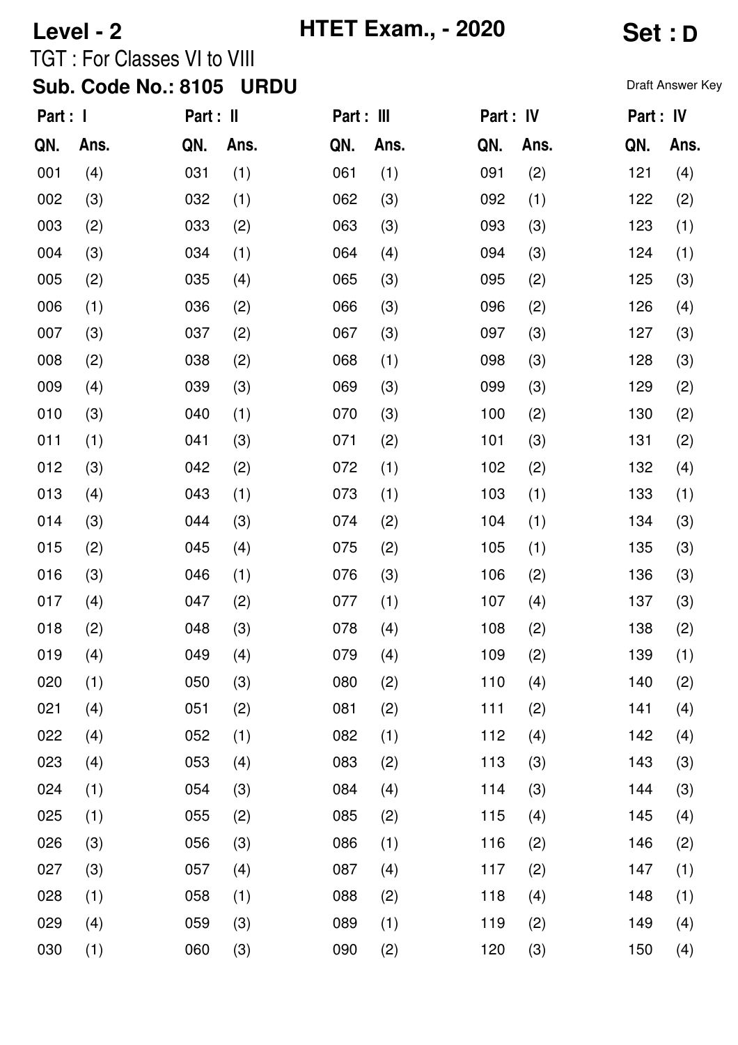**Level - 2** **HTET Exam., - 2020** **Set : D**

TGT : For Classes VI to VIII

**Sub. Code No.: 8105 URDU**

Draft Answer Key

| Part : I | | Part : II | | Part : III | | Part : IV | | Part : IV | |
|---|---|---|---|---|---|---|---|---|---|
| QN. | Ans. | QN. | Ans. | QN. | Ans. | QN. | Ans. | QN. | Ans. |
| 001 | (4) | 031 | (1) | 061 | (1) | 091 | (2) | 121 | (4) |
| 002 | (3) | 032 | (1) | 062 | (3) | 092 | (1) | 122 | (2) |
| 003 | (2) | 033 | (2) | 063 | (3) | 093 | (3) | 123 | (1) |
| 004 | (3) | 034 | (1) | 064 | (4) | 094 | (3) | 124 | (1) |
| 005 | (2) | 035 | (4) | 065 | (3) | 095 | (2) | 125 | (3) |
| 006 | (1) | 036 | (2) | 066 | (3) | 096 | (2) | 126 | (4) |
| 007 | (3) | 037 | (2) | 067 | (3) | 097 | (3) | 127 | (3) |
| 008 | (2) | 038 | (2) | 068 | (1) | 098 | (3) | 128 | (3) |
| 009 | (4) | 039 | (3) | 069 | (3) | 099 | (3) | 129 | (2) |
| 010 | (3) | 040 | (1) | 070 | (3) | 100 | (2) | 130 | (2) |
| 011 | (1) | 041 | (3) | 071 | (2) | 101 | (3) | 131 | (2) |
| 012 | (3) | 042 | (2) | 072 | (1) | 102 | (2) | 132 | (4) |
| 013 | (4) | 043 | (1) | 073 | (1) | 103 | (1) | 133 | (1) |
| 014 | (3) | 044 | (3) | 074 | (2) | 104 | (1) | 134 | (3) |
| 015 | (2) | 045 | (4) | 075 | (2) | 105 | (1) | 135 | (3) |
| 016 | (3) | 046 | (1) | 076 | (3) | 106 | (2) | 136 | (3) |
| 017 | (4) | 047 | (2) | 077 | (1) | 107 | (4) | 137 | (3) |
| 018 | (2) | 048 | (3) | 078 | (4) | 108 | (2) | 138 | (2) |
| 019 | (4) | 049 | (4) | 079 | (4) | 109 | (2) | 139 | (1) |
| 020 | (1) | 050 | (3) | 080 | (2) | 110 | (4) | 140 | (2) |
| 021 | (4) | 051 | (2) | 081 | (2) | 111 | (2) | 141 | (4) |
| 022 | (4) | 052 | (1) | 082 | (1) | 112 | (4) | 142 | (4) |
| 023 | (4) | 053 | (4) | 083 | (2) | 113 | (3) | 143 | (3) |
| 024 | (1) | 054 | (3) | 084 | (4) | 114 | (3) | 144 | (3) |
| 025 | (1) | 055 | (2) | 085 | (2) | 115 | (4) | 145 | (4) |
| 026 | (3) | 056 | (3) | 086 | (1) | 116 | (2) | 146 | (2) |
| 027 | (3) | 057 | (4) | 087 | (4) | 117 | (2) | 147 | (1) |
| 028 | (1) | 058 | (1) | 088 | (2) | 118 | (4) | 148 | (1) |
| 029 | (4) | 059 | (3) | 089 | (1) | 119 | (2) | 149 | (4) |
| 030 | (1) | 060 | (3) | 090 | (2) | 120 | (3) | 150 | (4) |